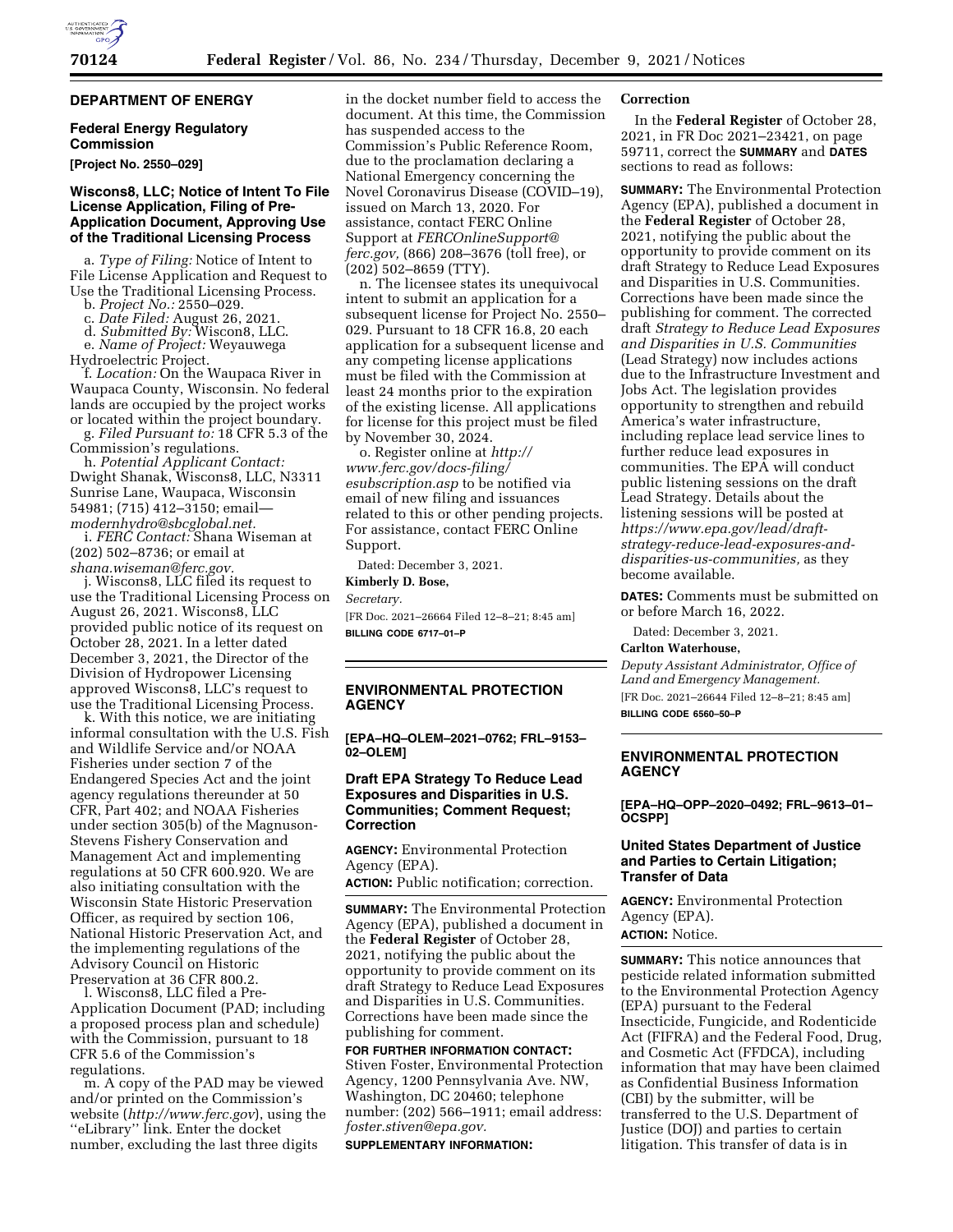## DEPARTMENT OF ENERGY

### Federal Energy Regulatory Commission

**[Project No. 2550–029]**

### Wiscons8, LLC; Notice of Intent To File License Application, Filing of Pre-Application Document, Approving Use of the Traditional Licensing Process

a. *Type of Filing:* Notice of Intent to File License Application and Request to Use the Traditional Licensing Process.

b. *Project No.:* 2550–029.

c. *Date Filed:* August 26, 2021.

d. *Submitted By:* Wiscon8, LLC.

e. *Name of Project:* Weyauwega Hydroelectric Project.

f. *Location:* On the Waupaca River in Waupaca County, Wisconsin. No federal lands are occupied by the project works or located within the project boundary.

g. *Filed Pursuant to:* 18 CFR 5.3 of the Commission's regulations.

h. *Potential Applicant Contact:* Dwight Shanak, Wiscons8, LLC, N3311 Sunrise Lane, Waupaca, Wisconsin 54981; (715) 412–3150; email—*modernhydro@sbcglobal.net.*

i. *FERC Contact:* Shana Wiseman at (202) 502–8736; or email at *shana.wiseman@ferc.gov.*

j. Wiscons8, LLC filed its request to use the Traditional Licensing Process on August 26, 2021. Wiscons8, LLC provided public notice of its request on October 28, 2021. In a letter dated December 3, 2021, the Director of the Division of Hydropower Licensing approved Wiscons8, LLC's request to use the Traditional Licensing Process.

k. With this notice, we are initiating informal consultation with the U.S. Fish and Wildlife Service and/or NOAA Fisheries under section 7 of the Endangered Species Act and the joint agency regulations thereunder at 50 CFR, Part 402; and NOAA Fisheries under section 305(b) of the Magnuson-Stevens Fishery Conservation and Management Act and implementing regulations at 50 CFR 600.920. We are also initiating consultation with the Wisconsin State Historic Preservation Officer, as required by section 106, National Historic Preservation Act, and the implementing regulations of the Advisory Council on Historic Preservation at 36 CFR 800.2.

l. Wiscons8, LLC filed a Pre-Application Document (PAD; including a proposed process plan and schedule) with the Commission, pursuant to 18 CFR 5.6 of the Commission's regulations.

m. A copy of the PAD may be viewed and/or printed on the Commission's website (*http://www.ferc.gov*), using the ''eLibrary'' link. Enter the docket number, excluding the last three digits in the docket number field to access the document. At this time, the Commission has suspended access to the Commission's Public Reference Room, due to the proclamation declaring a National Emergency concerning the Novel Coronavirus Disease (COVID–19), issued on March 13, 2020. For assistance, contact FERC Online Support at *FERCOnlineSupport@ferc.gov,* (866) 208–3676 (toll free), or (202) 502–8659 (TTY).

n. The licensee states its unequivocal intent to submit an application for a subsequent license for Project No. 2550–029. Pursuant to 18 CFR 16.8, 20 each application for a subsequent license and any competing license applications must be filed with the Commission at least 24 months prior to the expiration of the existing license. All applications for license for this project must be filed by November 30, 2024.

o. Register online at *http://www.ferc.gov/docs-filing/esubscription.asp* to be notified via email of new filing and issuances related to this or other pending projects. For assistance, contact FERC Online Support.

Dated: December 3, 2021.

**Kimberly D. Bose,**

*Secretary.*

[FR Doc. 2021–26664 Filed 12–8–21; 8:45 am]

**BILLING CODE 6717–01–P**

## ENVIRONMENTAL PROTECTION AGENCY

**[EPA–HQ–OLEM–2021–0762; FRL–9153–02–OLEM]**

### Draft EPA Strategy To Reduce Lead Exposures and Disparities in U.S. Communities; Comment Request; Correction

**AGENCY:** Environmental Protection Agency (EPA).

**ACTION:** Public notification; correction.

**SUMMARY:** The Environmental Protection Agency (EPA), published a document in the **Federal Register** of October 28, 2021, notifying the public about the opportunity to provide comment on its draft Strategy to Reduce Lead Exposures and Disparities in U.S. Communities. Corrections have been made since the publishing for comment.

**FOR FURTHER INFORMATION CONTACT:** Stiven Foster, Environmental Protection Agency, 1200 Pennsylvania Ave. NW, Washington, DC 20460; telephone number: (202) 566–1911; email address: *foster.stiven@epa.gov.*

**SUPPLEMENTARY INFORMATION:**

**Correction**

In the **Federal Register** of October 28, 2021, in FR Doc 2021–23421, on page 59711, correct the **SUMMARY** and **DATES** sections to read as follows:

**SUMMARY:** The Environmental Protection Agency (EPA), published a document in the **Federal Register** of October 28, 2021, notifying the public about the opportunity to provide comment on its draft Strategy to Reduce Lead Exposures and Disparities in U.S. Communities. Corrections have been made since the publishing for comment. The corrected draft *Strategy to Reduce Lead Exposures and Disparities in U.S. Communities* (Lead Strategy) now includes actions due to the Infrastructure Investment and Jobs Act. The legislation provides opportunity to strengthen and rebuild America's water infrastructure, including replace lead service lines to further reduce lead exposures in communities. The EPA will conduct public listening sessions on the draft Lead Strategy. Details about the listening sessions will be posted at *https://www.epa.gov/lead/draft-strategy-reduce-lead-exposures-and-disparities-us-communities,* as they become available.

**DATES:** Comments must be submitted on or before March 16, 2022.

Dated: December 3, 2021.

**Carlton Waterhouse,**

*Deputy Assistant Administrator, Office of Land and Emergency Management.*

[FR Doc. 2021–26644 Filed 12–8–21; 8:45 am]

**BILLING CODE 6560–50–P**

## ENVIRONMENTAL PROTECTION AGENCY

**[EPA–HQ–OPP–2020–0492; FRL–9613–01–OCSPP]**

### United States Department of Justice and Parties to Certain Litigation; Transfer of Data

**AGENCY:** Environmental Protection Agency (EPA).

**ACTION:** Notice.

**SUMMARY:** This notice announces that pesticide related information submitted to the Environmental Protection Agency (EPA) pursuant to the Federal Insecticide, Fungicide, and Rodenticide Act (FIFRA) and the Federal Food, Drug, and Cosmetic Act (FFDCA), including information that may have been claimed as Confidential Business Information (CBI) by the submitter, will be transferred to the U.S. Department of Justice (DOJ) and parties to certain litigation. This transfer of data is in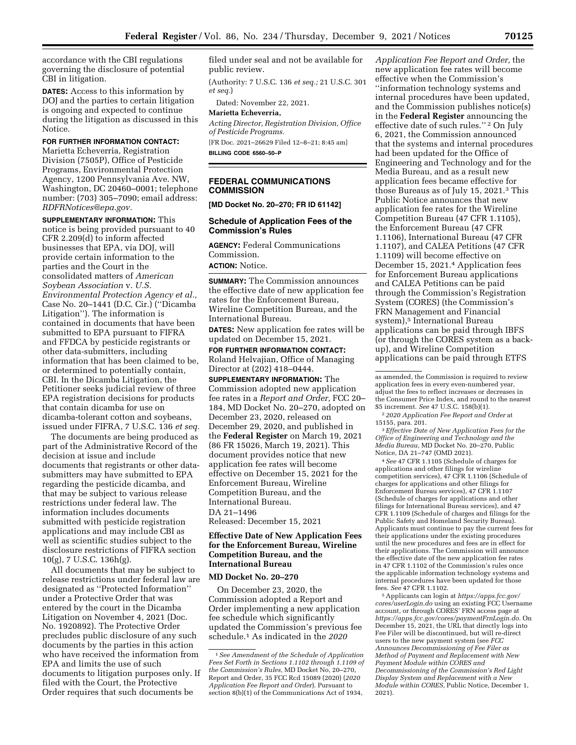accordance with the CBI regulations governing the disclosure of potential CBI in litigation.

**DATES:** Access to this information by DOJ and the parties to certain litigation is ongoing and expected to continue during the litigation as discussed in this Notice.

**FOR FURTHER INFORMATION CONTACT:** Marietta Echeverria, Registration Division (7505P), Office of Pesticide Programs, Environmental Protection Agency, 1200 Pennsylvania Ave. NW, Washington, DC 20460–0001; telephone number: (703) 305–7090; email address: *RDFRNotices@epa.gov.*

**SUPPLEMENTARY INFORMATION:** This notice is being provided pursuant to 40 CFR 2.209(d) to inform affected businesses that EPA, via DOJ, will provide certain information to the parties and the Court in the consolidated matters of *American Soybean Association* v. *U.S. Environmental Protection Agency et al.,* Case No. 20–1441 (D.C. Cir.) (''Dicamba Litigation''). The information is contained in documents that have been submitted to EPA pursuant to FIFRA and FFDCA by pesticide registrants or other data-submitters, including information that has been claimed to be, or determined to potentially contain, CBI. In the Dicamba Litigation, the Petitioner seeks judicial review of three EPA registration decisions for products that contain dicamba for use on dicamba-tolerant cotton and soybeans, issued under FIFRA, 7 U.S.C. 136 *et seq.*

The documents are being produced as part of the Administrative Record of the decision at issue and include documents that registrants or other data-submitters may have submitted to EPA regarding the pesticide dicamba, and that may be subject to various release restrictions under federal law. The information includes documents submitted with pesticide registration applications and may include CBI as well as scientific studies subject to the disclosure restrictions of FIFRA section 10(g), 7 U.S.C. 136h(g).

All documents that may be subject to release restrictions under federal law are designated as ''Protected Information'' under a Protective Order that was entered by the court in the Dicamba Litigation on November 4, 2021 (Doc. No. 1920892). The Protective Order precludes public disclosure of any such documents by the parties in this action who have received the information from EPA and limits the use of such documents to litigation purposes only. If filed with the Court, the Protective Order requires that such documents be filed under seal and not be available for public review.

(Authority: 7 U.S.C. 136 *et seq.;* 21 U.S.C. 301 *et seq.*)

Dated: November 22, 2021.

**Marietta Echeverria,**

*Acting Director, Registration Division, Office of Pesticide Programs.*

[FR Doc. 2021–26629 Filed 12–8–21; 8:45 am]

**BILLING CODE 6560–50–P**

---

## FEDERAL COMMUNICATIONS COMMISSION

**[MD Docket No. 20–270; FR ID 61142]**

### Schedule of Application Fees of the Commission's Rules

**AGENCY:** Federal Communications Commission.

**ACTION:** Notice.

**SUMMARY:** The Commission announces the effective date of new application fee rates for the Enforcement Bureau, Wireline Competition Bureau, and the International Bureau.

**DATES:** New application fee rates will be updated on December 15, 2021.

**FOR FURTHER INFORMATION CONTACT:** Roland Helvajian, Office of Managing Director at (202) 418–0444.

**SUPPLEMENTARY INFORMATION:** The Commission adopted new application fee rates in a *Report and Order,* FCC 20–184, MD Docket No. 20–270, adopted on December 23, 2020, released on December 29, 2020, and published in the **Federal Register** on March 19, 2021 (86 FR 15026, March 19, 2021). This document provides notice that new application fee rates will become effective on December 15, 2021 for the Enforcement Bureau, Wireline Competition Bureau, and the International Bureau.

DA 21–1496

Released: December 15, 2021

### Effective Date of New Application Fees for the Enforcement Bureau, Wireline Competition Bureau, and the International Bureau

**MD Docket No. 20–270**

On December 23, 2020, the Commission adopted a Report and Order implementing a new application fee schedule which significantly updated the Commission's previous fee schedule.[1] As indicated in the *2020 Application Fee Report and Order,* the new application fee rates will become effective when the Commission's ''information technology systems and internal procedures have been updated, and the Commission publishes notice(s) in the **Federal Register** announcing the effective date of such rules.''[2] On July 6, 2021, the Commission announced that the systems and internal procedures had been updated for the Office of Engineering and Technology and for the Media Bureau, and as a result new application fees became effective for those Bureaus as of July 15, 2021.[3] This Public Notice announces that new application fee rates for the Wireline Competition Bureau (47 CFR 1.1105), the Enforcement Bureau (47 CFR 1.1106), International Bureau (47 CFR 1.1107), and CALEA Petitions (47 CFR 1.1109) will become effective on December 15, 2021.[4] Application fees for Enforcement Bureau applications and CALEA Petitions can be paid through the Commission's Registration System (CORES) (the Commission's FRN Management and Financial system),[5] International Bureau applications can be paid through IBFS (or through the CORES system as a back-up), and Wireline Competition applications can be paid through ETFS

---

[1] *See Amendment of the Schedule of Application Fees Set Forth in Sections 1.1102 through 1.1109 of the Commission's Rules,* MD Docket No, 20–270, Report and Order, 35 FCC Rcd 15089 (2020) (*2020 Application Fee Report and Order*). Pursuant to section 8(b)(1) of the Communications Act of 1934, as amended, the Commission is required to review application fees in every even-numbered year, adjust the fees to reflect increases or decreases in the Consumer Price Index, and round to the nearest $5 increment. *See* 47 U.S.C. 158(b)(1).

[2] *2020 Application Fee Report and Order* at 15155, para. 201.

[3] *Effective Date of New Application Fees for the Office of Engineering and Technology and the Media Bureau,* MD Docket No. 20–270, Public Notice, DA 21–747 (OMD 2021).

[4] *See* 47 CFR 1.1105 (Schedule of charges for applications and other filings for wireline competition services), 47 CFR 1.1106 (Schedule of charges for applications and other filings for Enforcement Bureau services), 47 CFR 1.1107 (Schedule of charges for applications and other filings for International Bureau services), and 47 CFR 1.1109 (Schedule of charges and filings for the Public Safety and Homeland Security Bureau). Applicants must continue to pay the current fees for their applications under the existing procedures until the new procedures and fees are in effect for their applications. The Commission will announce the effective date of the new application fee rates in 47 CFR 1.1102 of the Commission's rules once the applicable information technology systems and internal procedures have been updated for those fees. *See* 47 CFR 1.1102.

[5] Applicants can login at *https://apps.fcc.gov/cores/userLogin.do* using an existing FCC Username account, or through CORES' FRN access page at *https://apps.fcc.gov/cores/paymentFrnLogin.do.* On December 15, 2021, the URL that directly logs into Fee Filer will be discontinued, but will re-direct users to the new payment system (see *FCC Announces Decommissioning of Fee Filer as Method of Payment and Replacement with New Payment Module within CORES and Decommissioning of the Commission's Red Light Display System and Replacement with a New Module within CORES,* Public Notice, December 1, 2021).